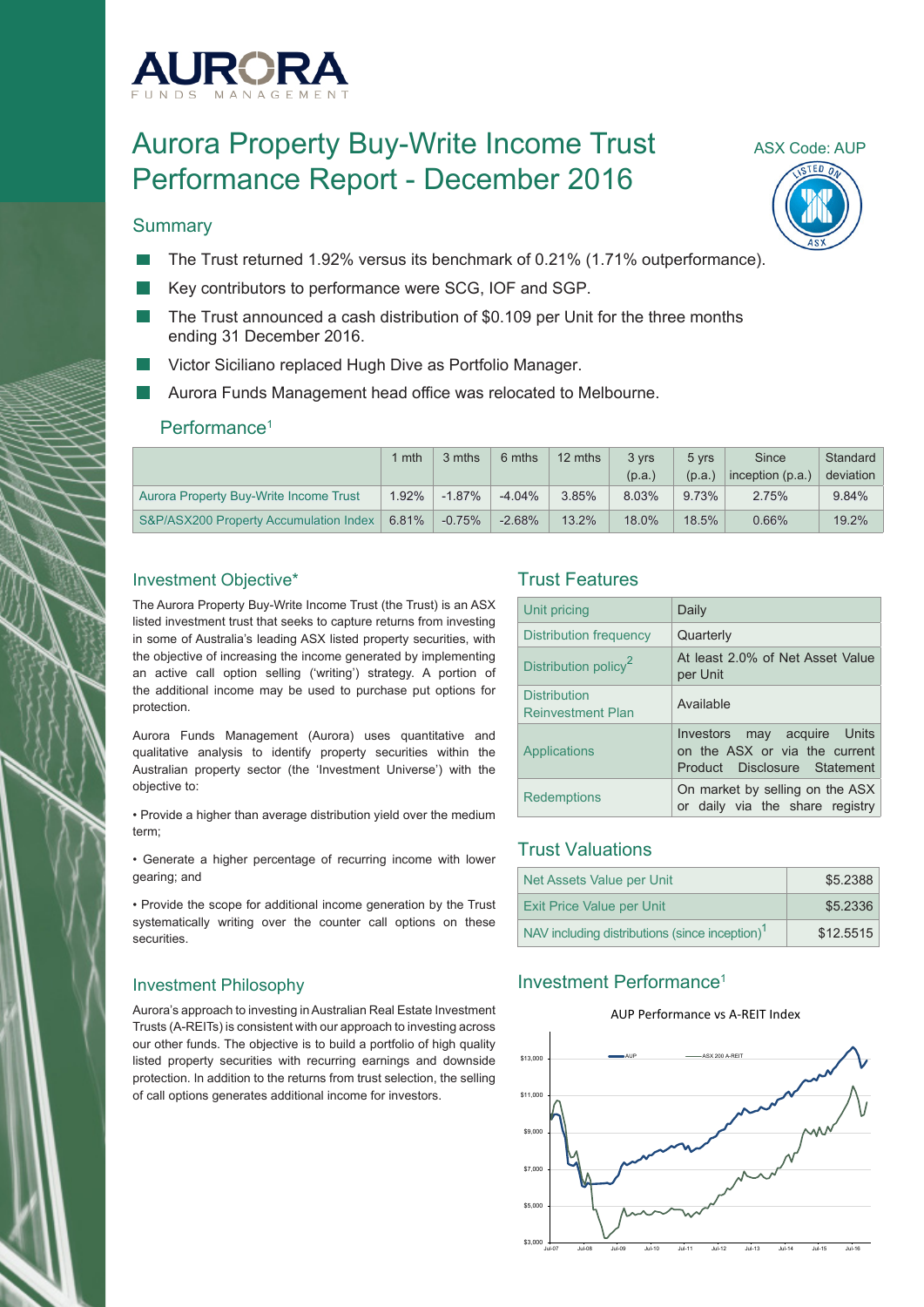# Aurora Property Buy-Write Income Trust Performance Report - December 2016

ASX Code: AUP

## Summary

- The Trust returned 1.92% versus its benchmark of 0.21% (1.71% outperformance).
- Key contributors to performance were SCG, IOF and SGP.
- The Trust announced a cash distribution of $0.109 per Unit for the three months ending 31 December 2016.
- Victor Siciliano replaced Hugh Dive as Portfolio Manager.
- Aurora Funds Management head office was relocated to Melbourne.

### Performance[1]

| | 1 mth | 3 mths | 6 mths | 12 mths | 3 yrs (p.a.) | 5 yrs (p.a.) | Since inception (p.a.) | Standard deviation |
|---|---|---|---|---|---|---|---|---|
| Aurora Property Buy-Write Income Trust | 1.92% | -1.87% | -4.04% | 3.85% | 8.03% | 9.73% | 2.75% | 9.84% |
| S&P/ASX200 Property Accumulation Index | 6.81% | -0.75% | -2.68% | 13.2% | 18.0% | 18.5% | 0.66% | 19.2% |

## Investment Objective*

The Aurora Property Buy-Write Income Trust (the Trust) is an ASX listed investment trust that seeks to capture returns from investing in some of Australia's leading ASX listed property securities, with the objective of increasing the income generated by implementing an active call option selling ('writing') strategy. A portion of the additional income may be used to purchase put options for protection.

Aurora Funds Management (Aurora) uses quantitative and qualitative analysis to identify property securities within the Australian property sector (the 'Investment Universe') with the objective to:

- Provide a higher than average distribution yield over the medium term;
- Generate a higher percentage of recurring income with lower gearing; and
- Provide the scope for additional income generation by the Trust systematically writing over the counter call options on these securities.

## Investment Philosophy

Aurora's approach to investing in Australian Real Estate Investment Trusts (A-REITs) is consistent with our approach to investing across our other funds. The objective is to build a portfolio of high quality listed property securities with recurring earnings and downside protection. In addition to the returns from trust selection, the selling of call options generates additional income for investors.

## Trust Features

| | |
|---|---|
| Unit pricing | Daily |
| Distribution frequency | Quarterly |
| Distribution policy[2] | At least 2.0% of Net Asset Value per Unit |
| Distribution Reinvestment Plan | Available |
| Applications | Investors may acquire Units on the ASX or via the current Product Disclosure Statement |
| Redemptions | On market by selling on the ASX or daily via the share registry |

## Trust Valuations

| | |
|---|---|
| Net Assets Value per Unit | $5.2388 |
| Exit Price Value per Unit | $5.2336 |
| NAV including distributions (since inception)[1] | $12.5515 |

## Investment Performance[1]

AUP Performance vs A-REIT Index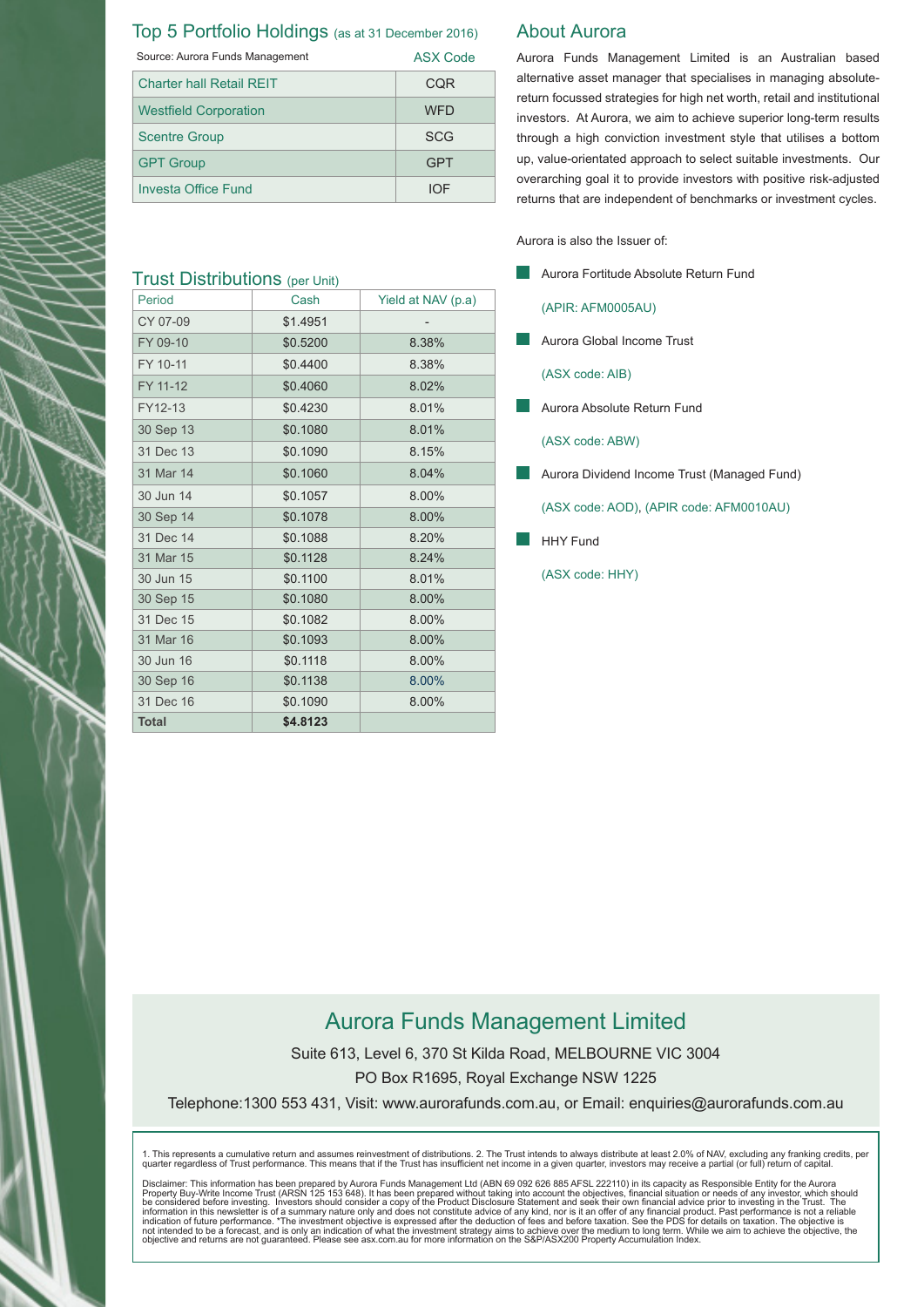## Top 5 Portfolio Holdings (as at 31 December 2016)

| Source: Aurora Funds Management | ASX Code |
|---|---|
| Charter hall Retail REIT | CQR |
| Westfield Corporation | WFD |
| Scentre Group | SCG |
| GPT Group | GPT |
| Investa Office Fund | IOF |

## Trust Distributions (per Unit)

| Period | Cash | Yield at NAV (p.a) |
|---|---|---|
| CY 07-09 | $1.4951 | - |
| FY 09-10 | $0.5200 | 8.38% |
| FY 10-11 | $0.4400 | 8.38% |
| FY 11-12 | $0.4060 | 8.02% |
| FY12-13 | $0.4230 | 8.01% |
| 30 Sep 13 | $0.1080 | 8.01% |
| 31 Dec 13 | $0.1090 | 8.15% |
| 31 Mar 14 | $0.1060 | 8.04% |
| 30 Jun 14 | $0.1057 | 8.00% |
| 30 Sep 14 | $0.1078 | 8.00% |
| 31 Dec 14 | $0.1088 | 8.20% |
| 31 Mar 15 | $0.1128 | 8.24% |
| 30 Jun 15 | $0.1100 | 8.01% |
| 30 Sep 15 | $0.1080 | 8.00% |
| 31 Dec 15 | $0.1082 | 8.00% |
| 31 Mar 16 | $0.1093 | 8.00% |
| 30 Jun 16 | $0.1118 | 8.00% |
| 30 Sep 16 | $0.1138 | 8.00% |
| 31 Dec 16 | $0.1090 | 8.00% |
| **Total** | **$4.8123** | |

## About Aurora

Aurora Funds Management Limited is an Australian based alternative asset manager that specialises in managing absolute-return focussed strategies for high net worth, retail and institutional investors. At Aurora, we aim to achieve superior long-term results through a high conviction investment style that utilises a bottom up, value-orientated approach to select suitable investments. Our overarching goal it to provide investors with positive risk-adjusted returns that are independent of benchmarks or investment cycles.

Aurora is also the Issuer of:

- Aurora Fortitude Absolute Return Fund

  (APIR: AFM0005AU)
- Aurora Global Income Trust

  (ASX code: AIB)
- Aurora Absolute Return Fund

  (ASX code: ABW)
- Aurora Dividend Income Trust (Managed Fund)

  (ASX code: AOD), (APIR code: AFM0010AU)
- HHY Fund

  (ASX code: HHY)

## Aurora Funds Management Limited

Suite 613, Level 6, 370 St Kilda Road, MELBOURNE VIC 3004

PO Box R1695, Royal Exchange NSW 1225

Telephone:1300 553 431, Visit: www.aurorafunds.com.au, or Email: enquiries@aurorafunds.com.au

1. This represents a cumulative return and assumes reinvestment of distributions. 2. The Trust intends to always distribute at least 2.0% of NAV, excluding any franking credits, per quarter regardless of Trust performance. This means that if the Trust has insufficient net income in a given quarter, investors may receive a partial (or full) return of capital.

Disclaimer: This information has been prepared by Aurora Funds Management Ltd (ABN 69 092 626 885 AFSL 222110) in its capacity as Responsible Entity for the Aurora Property Buy-Write Income Trust (ARSN 125 153 648). It has been prepared without taking into account the objectives, financial situation or needs of any investor, which should be considered before investing. Investors should consider a copy of the Product Disclosure Statement and seek their own financial advice prior to investing in the Trust. The information in this newsletter is of a summary nature only and does not constitute advice of any kind, nor is it an offer of any financial product. Past performance is not a reliable indication of future performance. *The investment objective is expressed after the deduction of fees and before taxation. See the PDS for details on taxation. The objective is not intended to be a forecast, and is only an indication of what the investment strategy aims to achieve over the medium to long term. While we aim to achieve the objective, the objective and returns are not guaranteed. Please see asx.com.au for more information on the S&P/ASX200 Property Accumulation Index.